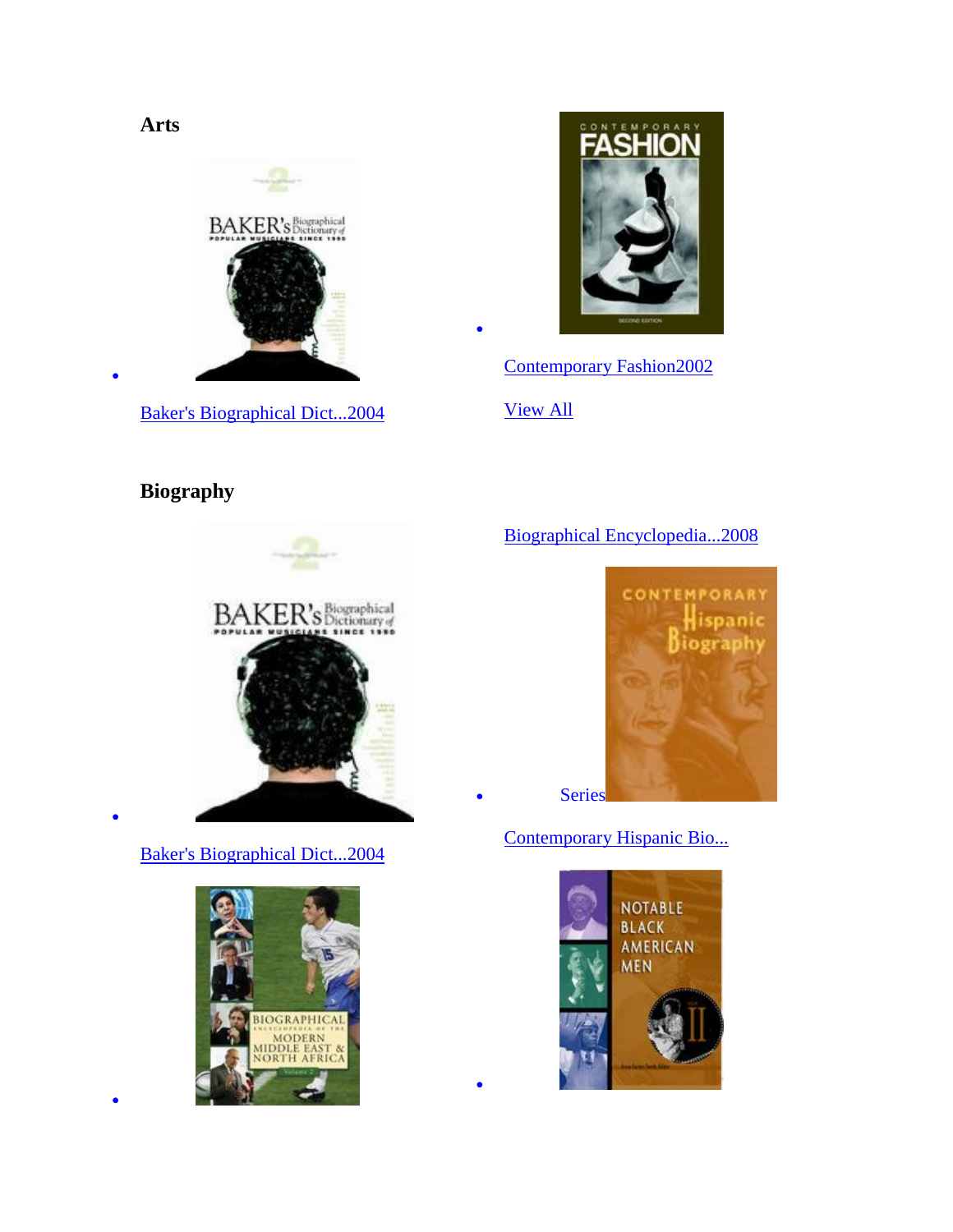### Arts

- Baker's Biographical Dict...2004
- Contemporary Fashion2002

View All

### Biography

- Baker's Biographical Dict...2004
- Biographical Encyclopedia...2008
- Series

  Contemporary Hispanic Bio...
-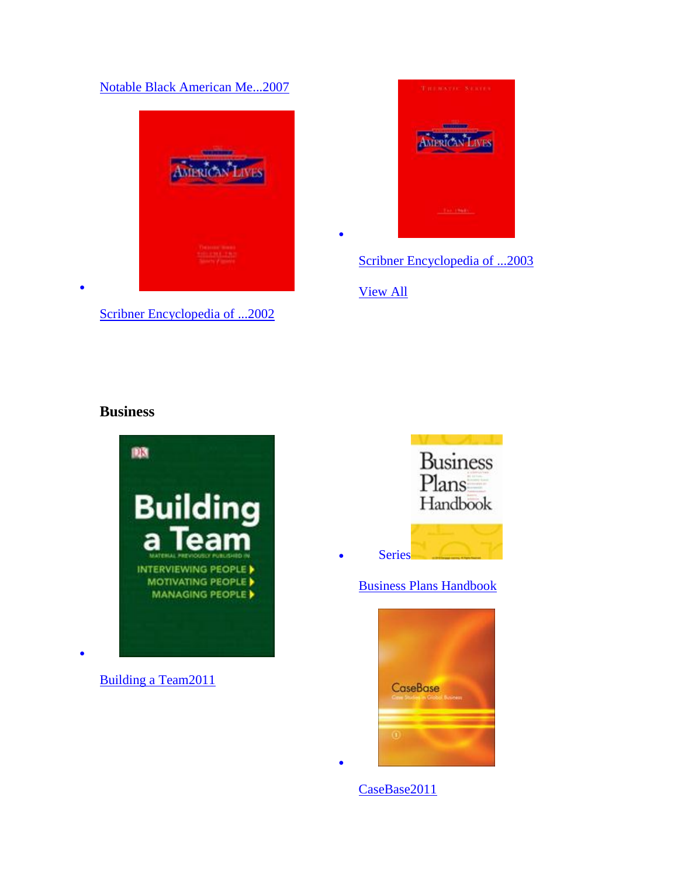[Notable Black American Me...2007]

- [Scribner Encyclopedia of ...2002]
- [Scribner Encyclopedia of ...2003]

[View All]

**Business**

- [Building a Team2011]
- Series

  [Business Plans Handbook]
- [CaseBase2011]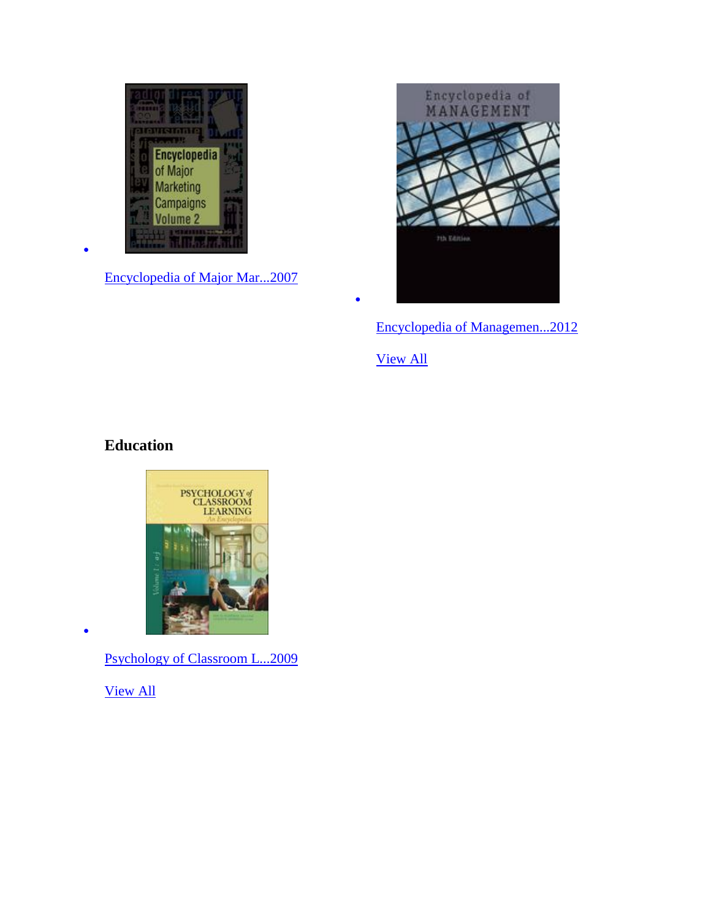- [Encyclopedia of Major Mar...2007]

- [Encyclopedia of Managemen...2012]

[View All]

### Education

- [Psychology of Classroom L...2009]

[View All]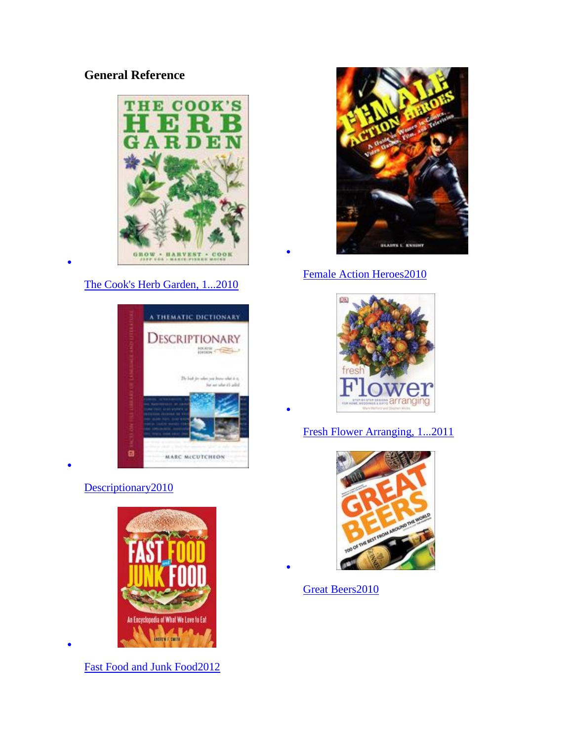**General Reference**

- [The Cook's Herb Garden, 1...2010]
- [Descriptionary2010]
- [Fast Food and Junk Food2012]
- [Female Action Heroes2010]
- [Fresh Flower Arranging, 1...2011]
- [Great Beers2010]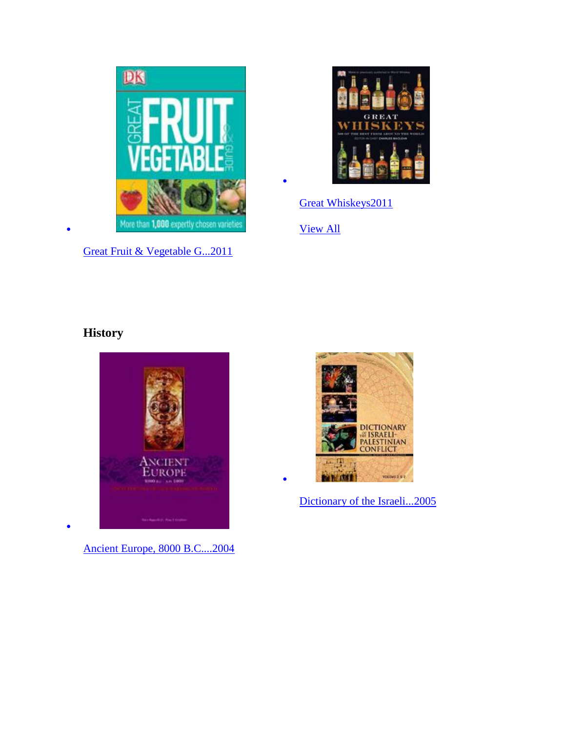- [Great Fruit & Vegetable G...2011]
- [Great Whiskeys2011]

[View All]

### History

- [Ancient Europe, 8000 B.C....2004]
- [Dictionary of the Israeli...2005]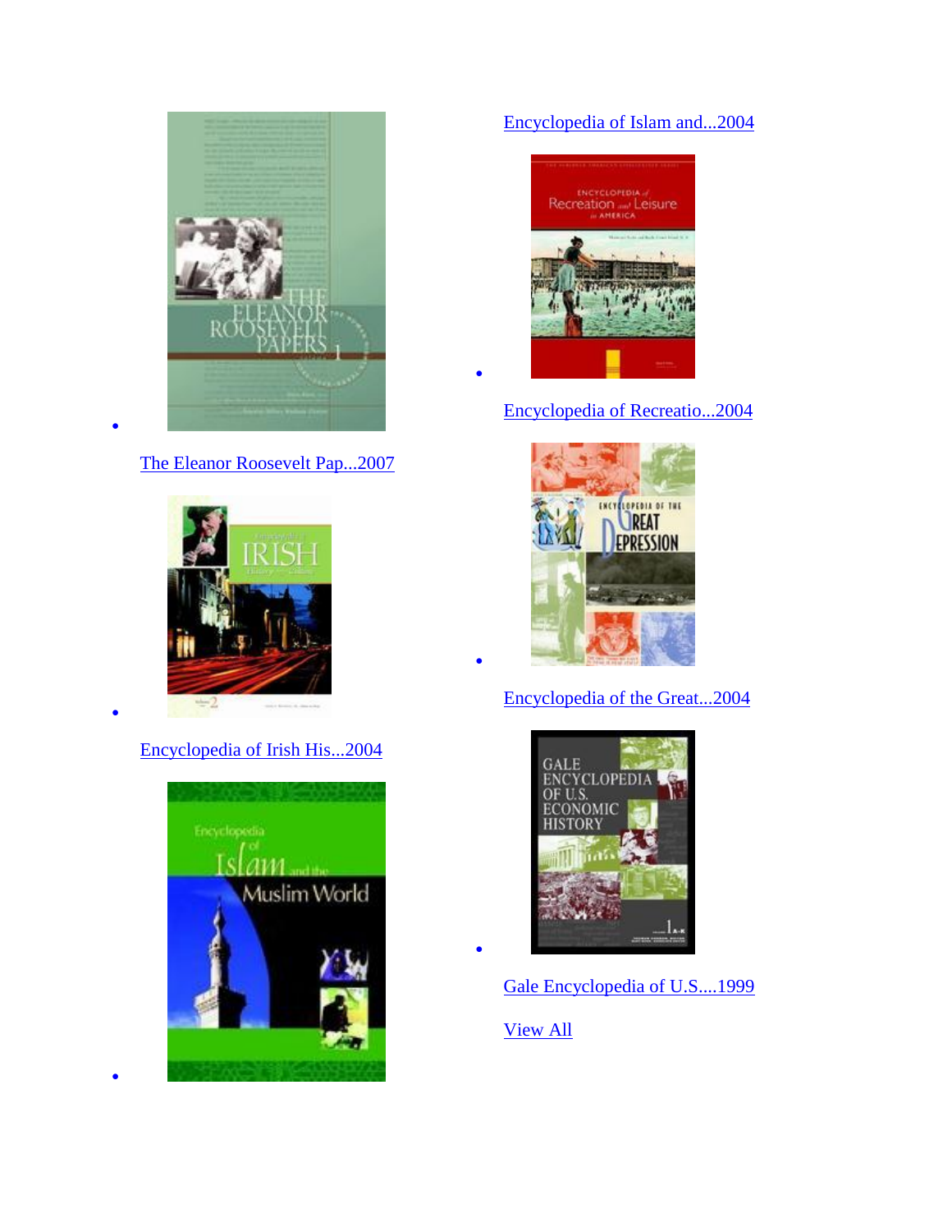- [The Eleanor Roosevelt Pap...2007]
- [Encyclopedia of Irish His...2004]
- [Encyclopedia of Islam and...2004]
- [Encyclopedia of Recreatio...2004]
- [Encyclopedia of the Great...2004]
- [Gale Encyclopedia of U.S....1999]

[View All]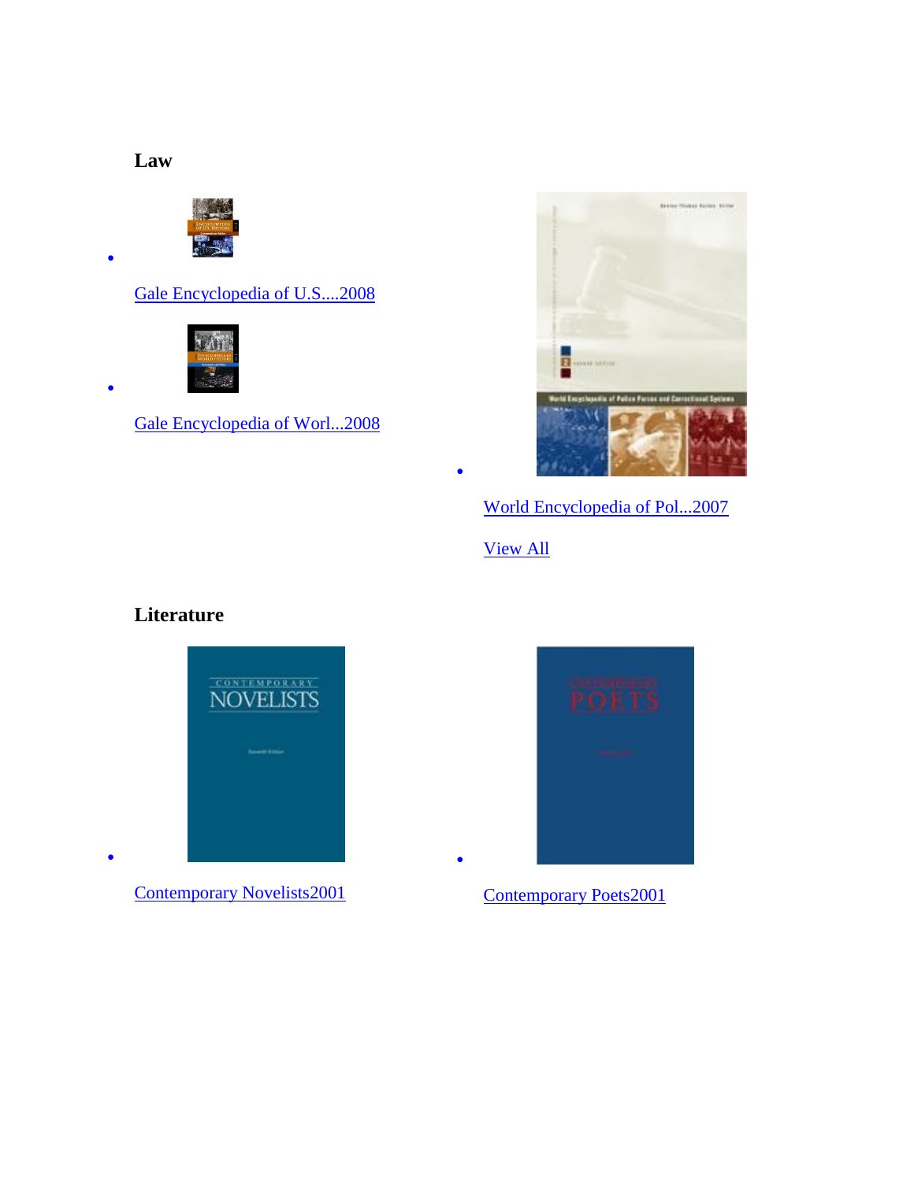### Law

- [Gale Encyclopedia of U.S....2008]
- [Gale Encyclopedia of Worl...2008]
- [World Encyclopedia of Pol...2007]

[View All]

### Literature

- [Contemporary Novelists2001]
- [Contemporary Poets2001]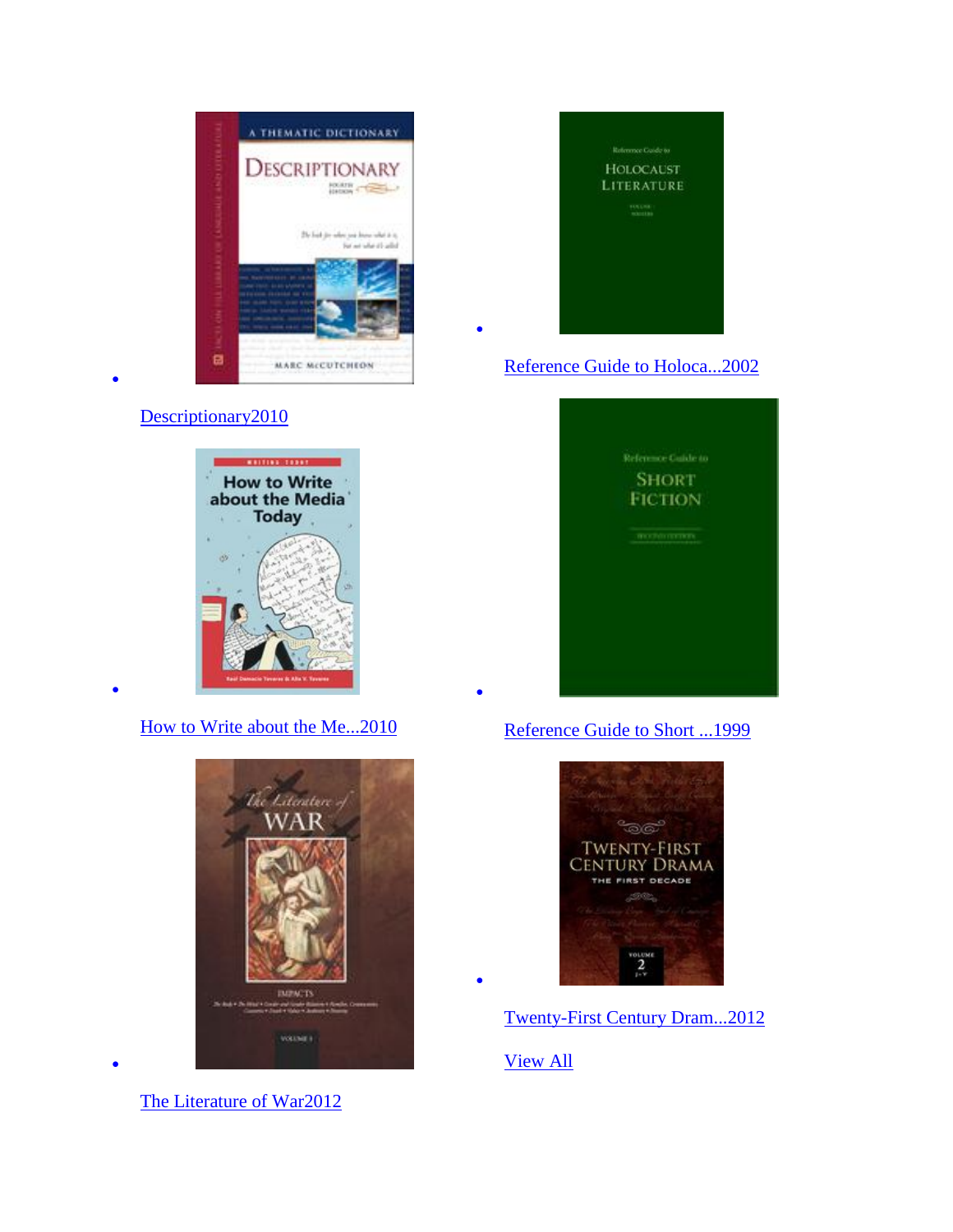- Descriptionary2010
- How to Write about the Me...2010
- The Literature of War2012
- Reference Guide to Holoca...2002
- Reference Guide to Short ...1999
- Twenty-First Century Dram...2012

View All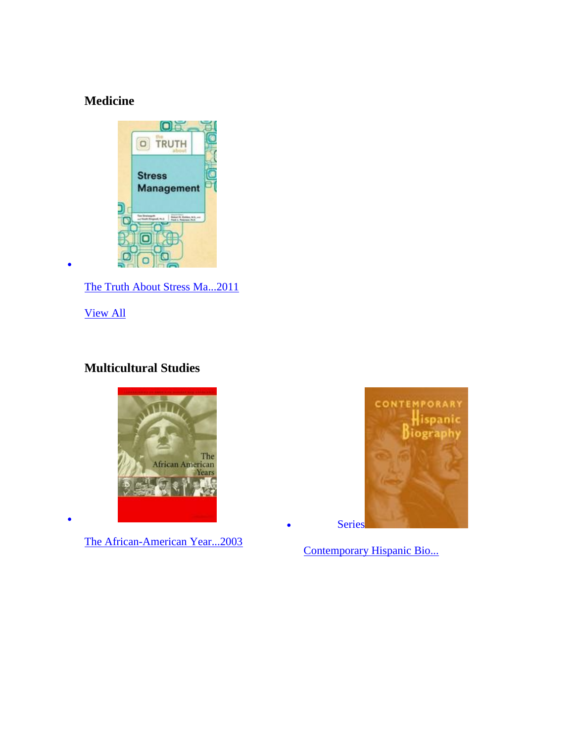### Medicine

- The Truth About Stress Ma...2011

View All

### Multicultural Studies

- The African-American Year...2003
- Series

  Contemporary Hispanic Bio...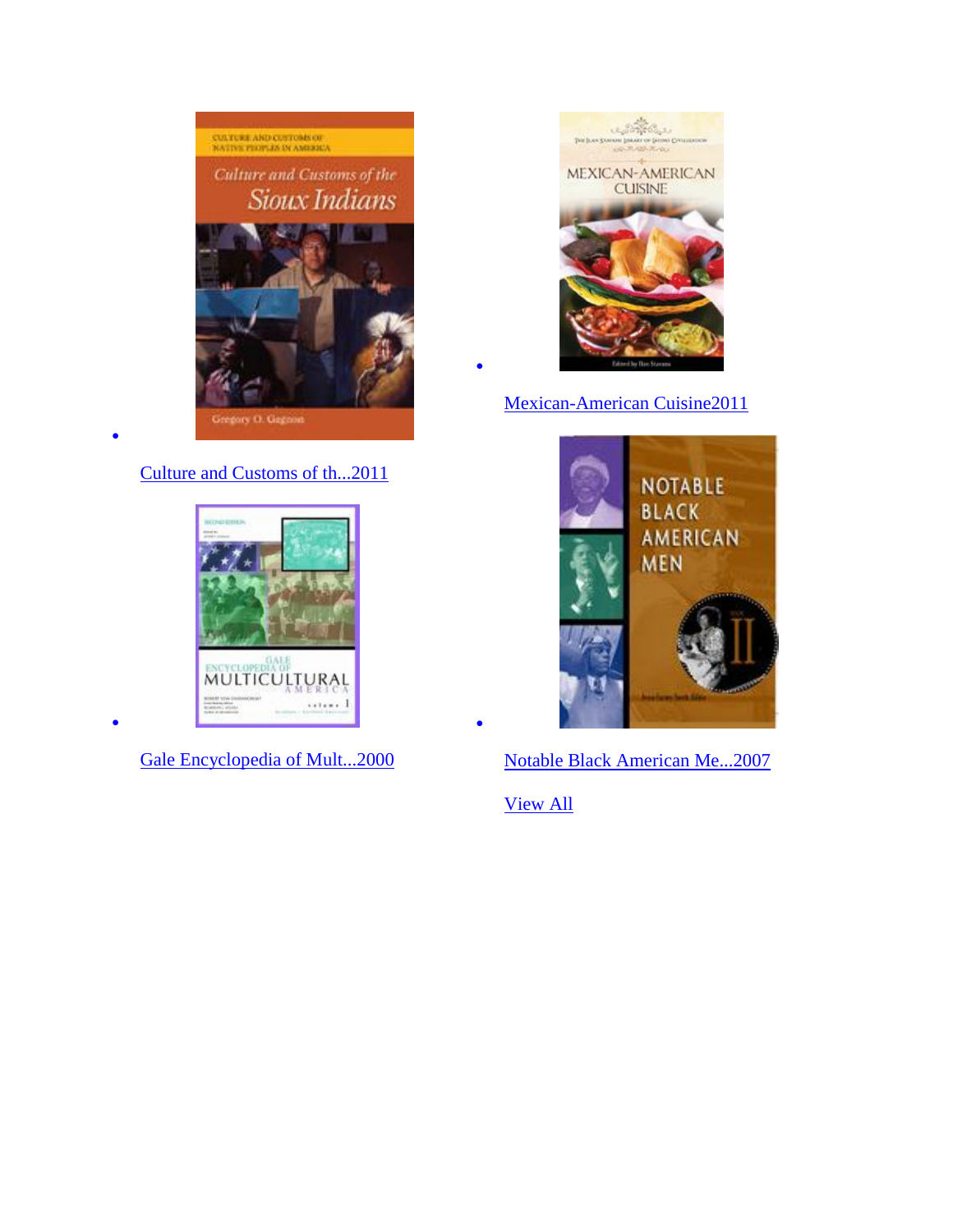- [Culture and Customs of th...2011]
- [Mexican-American Cuisine2011]
- [Gale Encyclopedia of Mult...2000]
- [Notable Black American Me...2007]

[View All]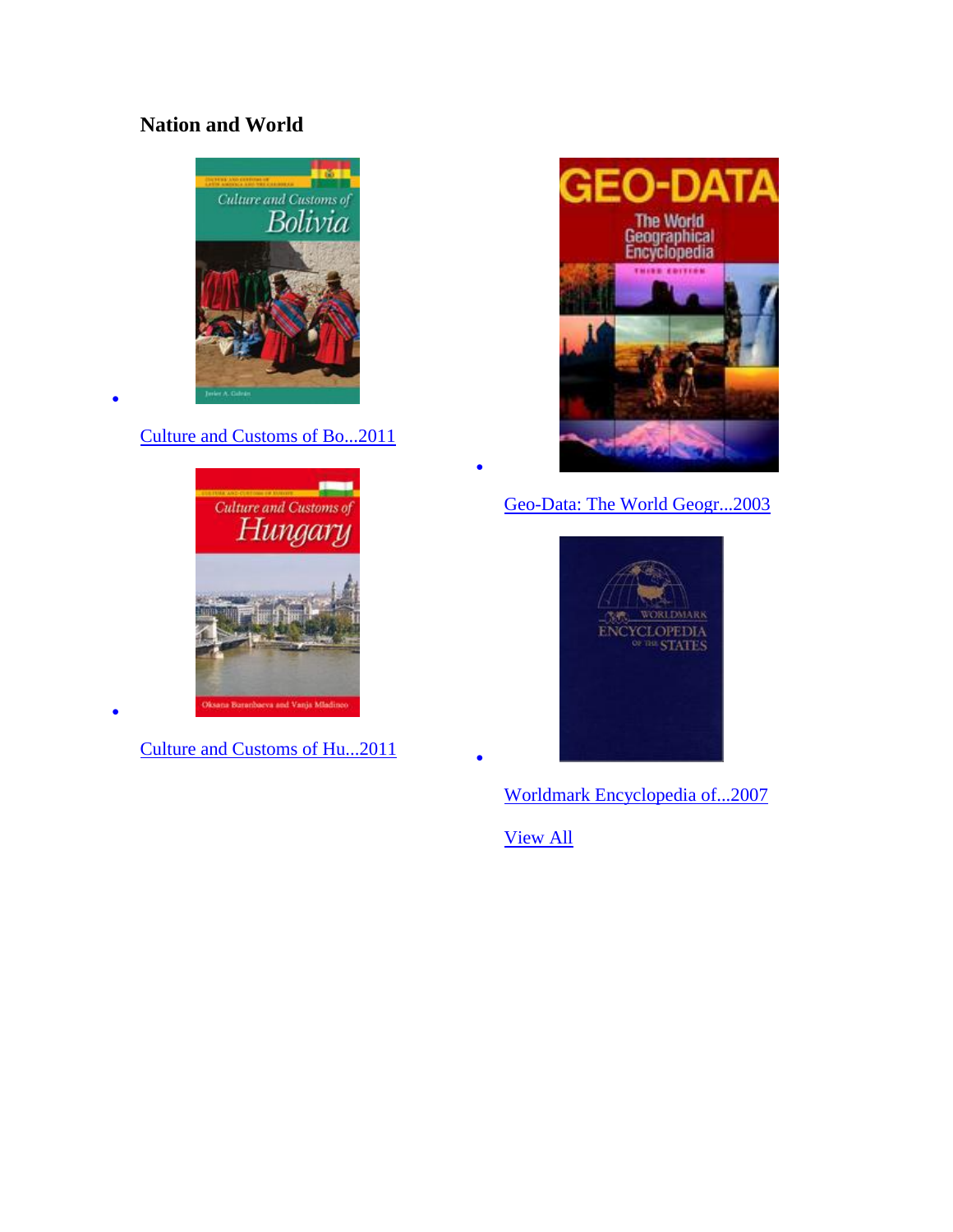### Nation and World

- [Culture and Customs of Bo...2011]
- [Culture and Customs of Hu...2011]
- [Geo-Data: The World Geogr...2003]
- [Worldmark Encyclopedia of...2007]

[View All]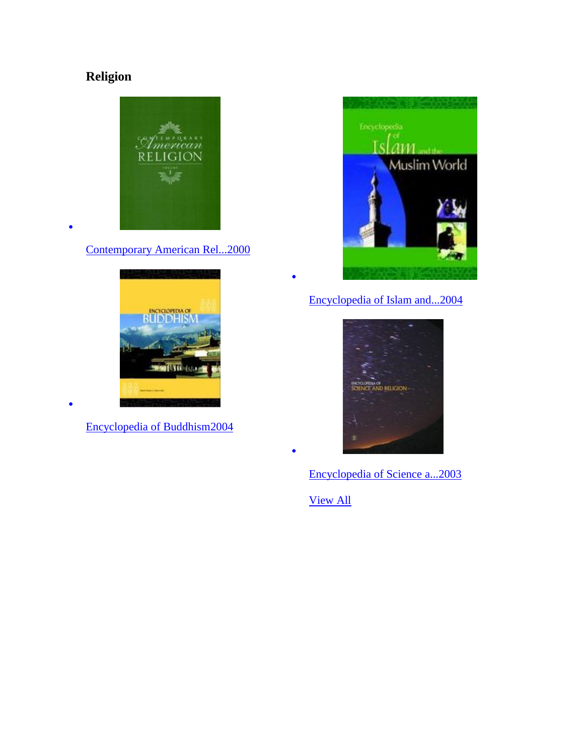## Religion

- Contemporary American Rel...2000
- Encyclopedia of Buddhism2004
- Encyclopedia of Islam and...2004
- Encyclopedia of Science a...2003

View All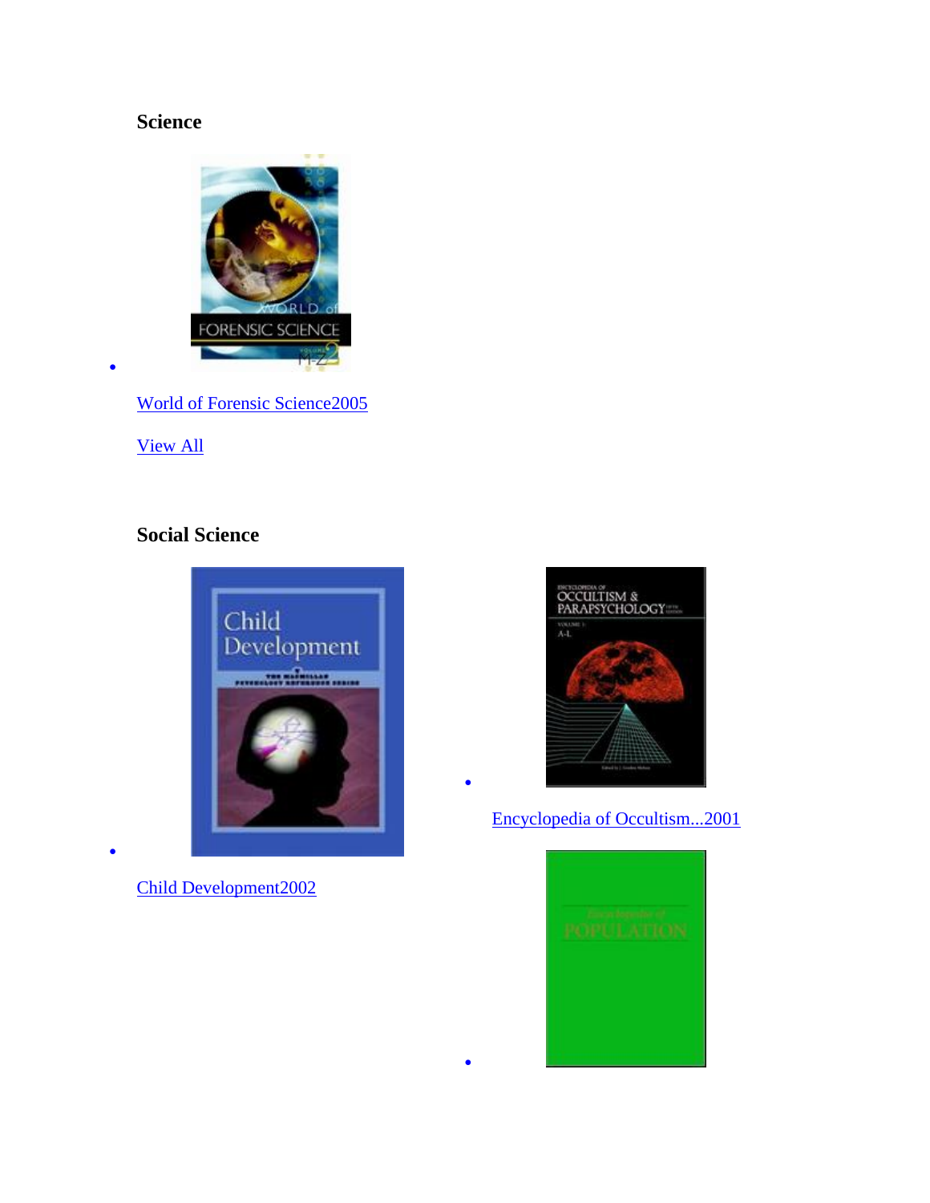### Science

- [World of Forensic Science2005]

[View All]

### Social Science

- [Child Development2002]
- [Encyclopedia of Occultism...2001]
-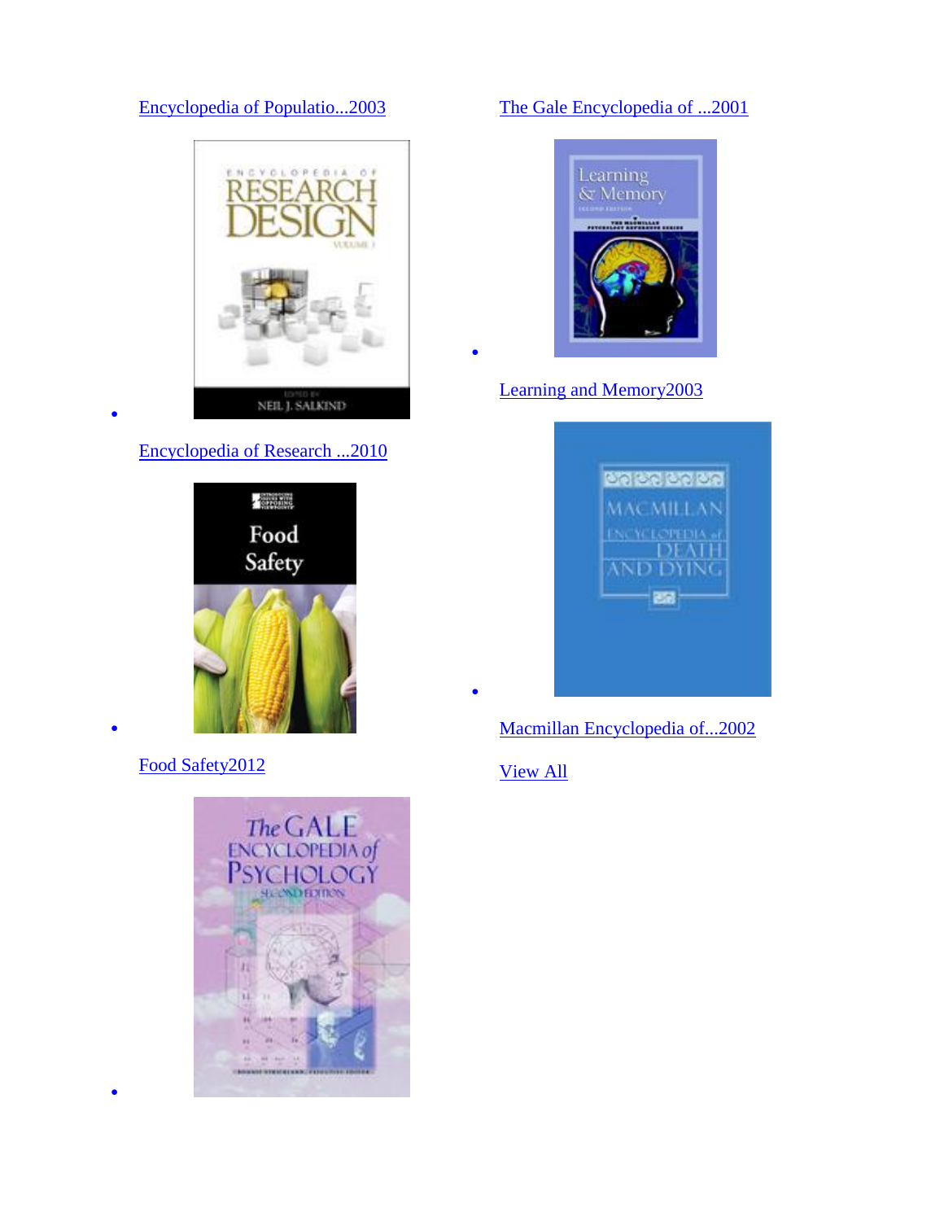Encyclopedia of Populatio...2003

- Encyclopedia of Research ...2010

- Food Safety2012

- The Gale Encyclopedia of ...2001

- Learning and Memory2003

- Macmillan Encyclopedia of...2002

View All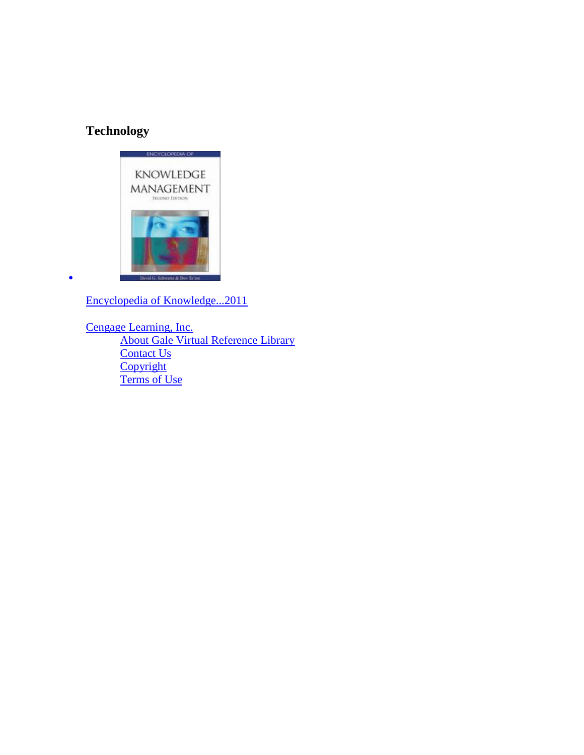### Technology

- Encyclopedia of Knowledge...2011

Cengage Learning, Inc.

About Gale Virtual Reference Library
Contact Us
Copyright
Terms of Use